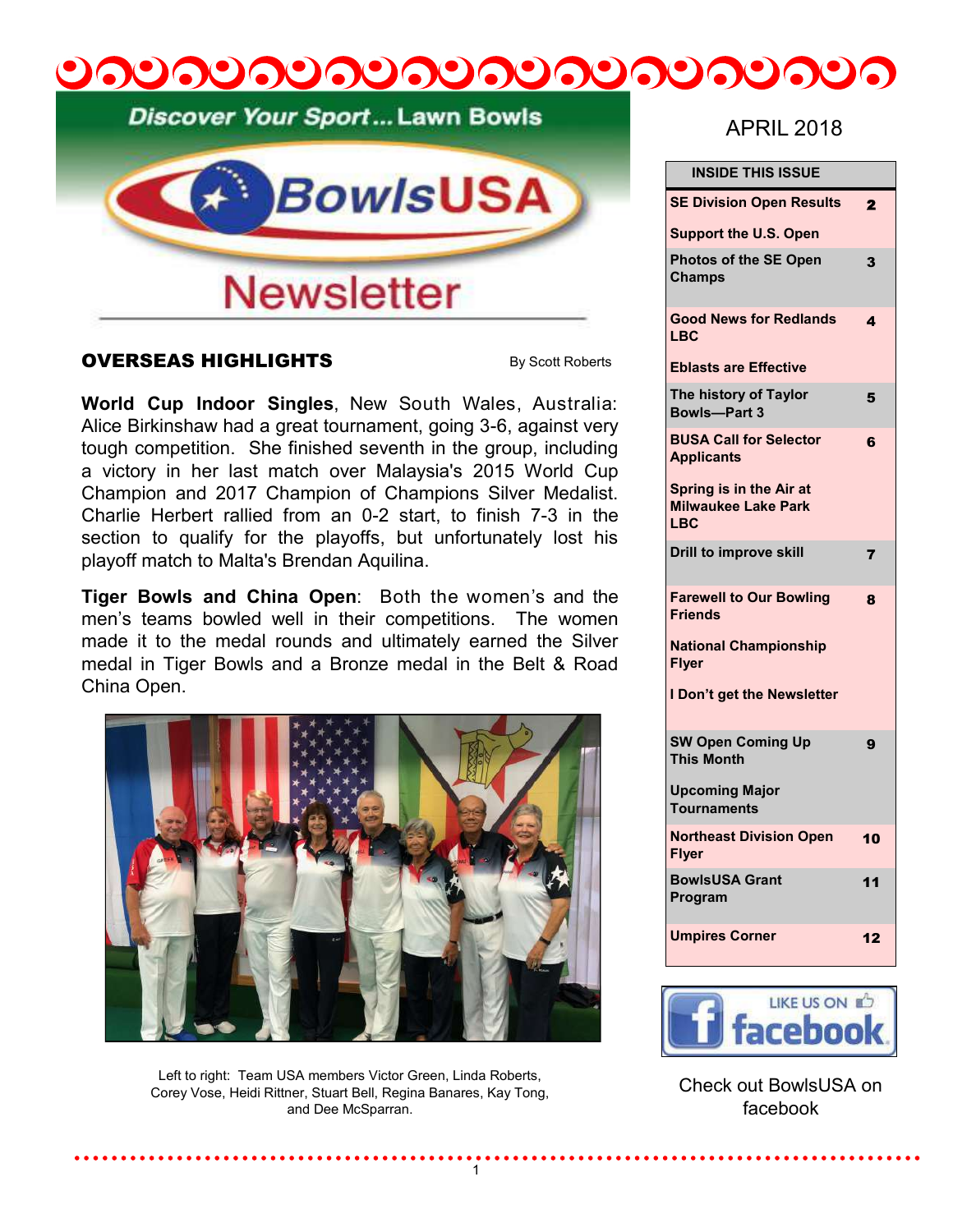Discover Your Sport... Lawn Bowls

# BowlsUSA Newsletter

APRIL 2018

| INSIDE THIS ISSUE | |
|---|---|
| SE Division Open Results | 2 |
| Support the U.S. Open | |
| Photos of the SE Open Champs | 3 |
| Good News for Redlands LBC | 4 |
| Eblasts are Effective | |
| The history of Taylor Bowls—Part 3 | 5 |
| BUSA Call for Selector Applicants | 6 |
| Spring is in the Air at Milwaukee Lake Park LBC | |
| Drill to improve skill | 7 |
| Farewell to Our Bowling Friends | 8 |
| National Championship Flyer | |
| I Don't get the Newsletter | |
| SW Open Coming Up This Month | 9 |
| Upcoming Major Tournaments | |
| Northeast Division Open Flyer | 10 |
| BowlsUSA Grant Program | 11 |
| Umpires Corner | 12 |

## OVERSEAS HIGHLIGHTS

By Scott Roberts

**World Cup Indoor Singles**, New South Wales, Australia: Alice Birkinshaw had a great tournament, going 3-6, against very tough competition. She finished seventh in the group, including a victory in her last match over Malaysia's 2015 World Cup Champion and 2017 Champion of Champions Silver Medalist. Charlie Herbert rallied from an 0-2 start, to finish 7-3 in the section to qualify for the playoffs, but unfortunately lost his playoff match to Malta's Brendan Aquilina.

**Tiger Bowls and China Open**: Both the women's and the men's teams bowled well in their competitions. The women made it to the medal rounds and ultimately earned the Silver medal in Tiger Bowls and a Bronze medal in the Belt & Road China Open.

Left to right: Team USA members Victor Green, Linda Roberts, Corey Vose, Heidi Rittner, Stuart Bell, Regina Banares, Kay Tong, and Dee McSparran.

LIKE US ON facebook

Check out BowlsUSA on facebook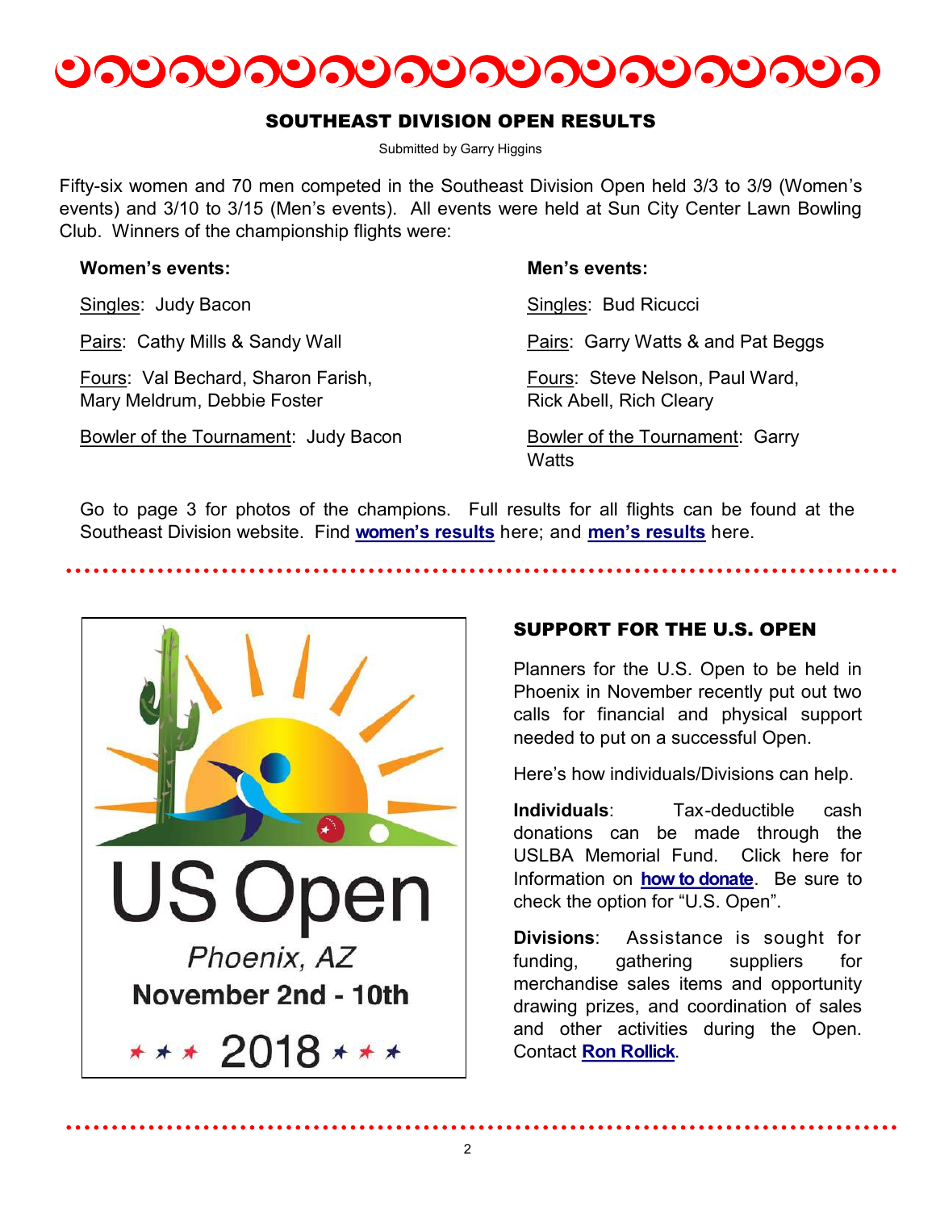## SOUTHEAST DIVISION OPEN RESULTS

Submitted by Garry Higgins

Fifty-six women and 70 men competed in the Southeast Division Open held 3/3 to 3/9 (Women's events) and 3/10 to 3/15 (Men's events). All events were held at Sun City Center Lawn Bowling Club. Winners of the championship flights were:

**Women's events:**

Singles: Judy Bacon

Pairs: Cathy Mills & Sandy Wall

Fours: Val Bechard, Sharon Farish, Mary Meldrum, Debbie Foster

Bowler of the Tournament: Judy Bacon

**Men's events:**

Singles: Bud Ricucci

Pairs: Garry Watts & and Pat Beggs

Fours: Steve Nelson, Paul Ward, Rick Abell, Rich Cleary

Bowler of the Tournament: Garry Watts

Go to page 3 for photos of the champions. Full results for all flights can be found at the Southeast Division website. Find **women's results** here; and **men's results** here.

US Open

Phoenix, AZ

November 2nd - 10th

2018

## SUPPORT FOR THE U.S. OPEN

Planners for the U.S. Open to be held in Phoenix in November recently put out two calls for financial and physical support needed to put on a successful Open.

Here's how individuals/Divisions can help.

**Individuals**: Tax-deductible cash donations can be made through the USLBA Memorial Fund. Click here for Information on **how to donate**. Be sure to check the option for "U.S. Open".

**Divisions**: Assistance is sought for funding, gathering suppliers for merchandise sales items and opportunity drawing prizes, and coordination of sales and other activities during the Open. Contact **Ron Rollick**.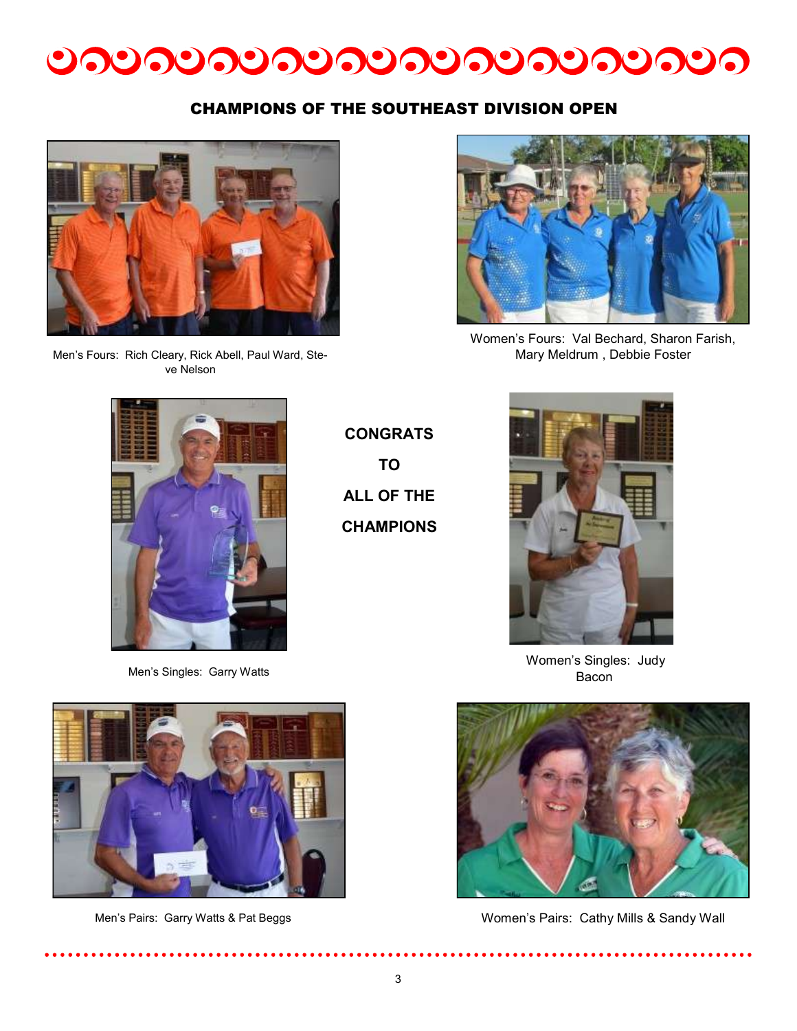## CHAMPIONS OF THE SOUTHEAST DIVISION OPEN

Men's Fours: Rich Cleary, Rick Abell, Paul Ward, Steve Nelson

Women's Fours: Val Bechard, Sharon Farish, Mary Meldrum , Debbie Foster

**CONGRATS TO ALL OF THE CHAMPIONS**

Men's Singles: Garry Watts

Women's Singles: Judy Bacon

Men's Pairs: Garry Watts & Pat Beggs

Women's Pairs: Cathy Mills & Sandy Wall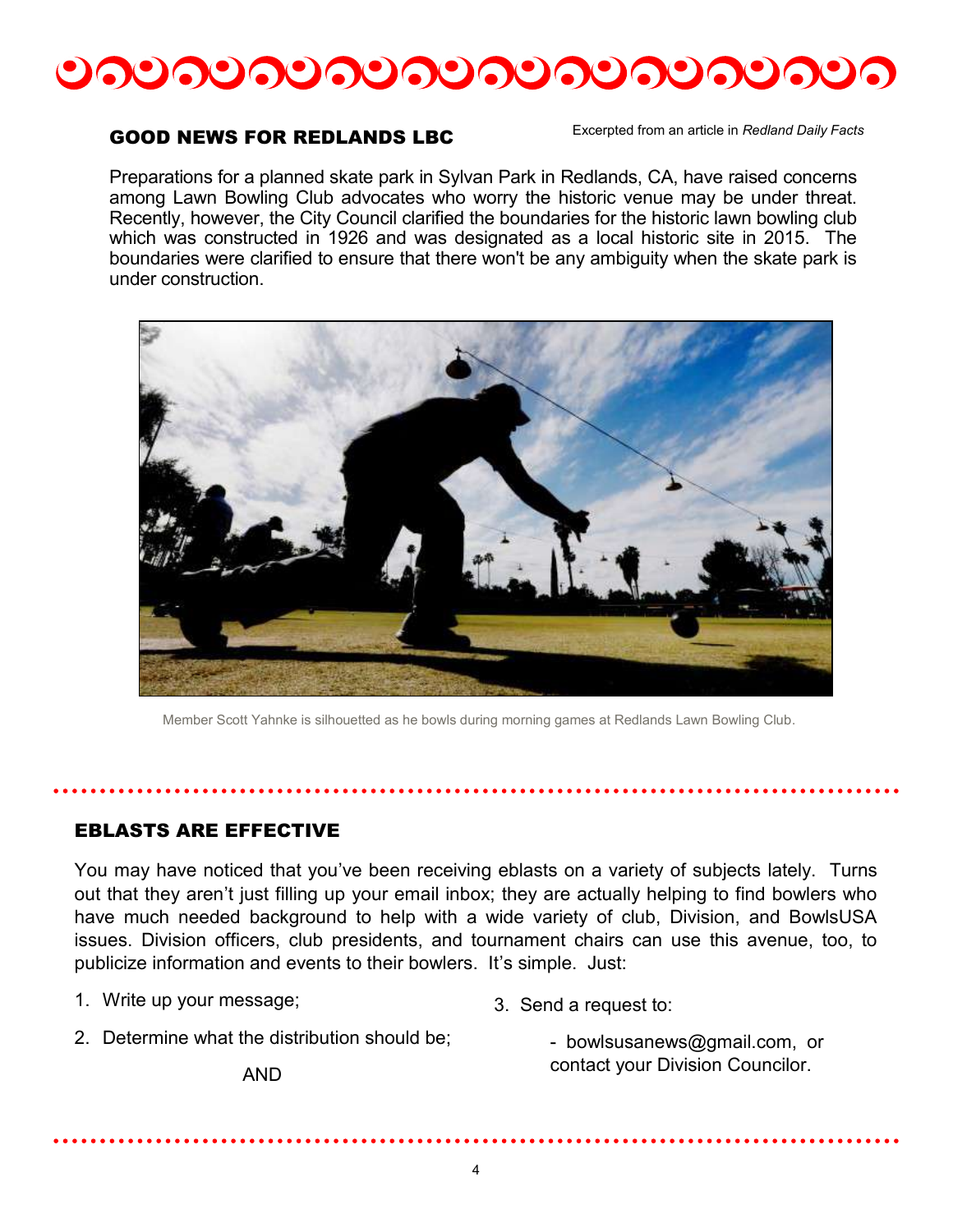## GOOD NEWS FOR REDLANDS LBC

Excerpted from an article in *Redland Daily Facts*

Preparations for a planned skate park in Sylvan Park in Redlands, CA, have raised concerns among Lawn Bowling Club advocates who worry the historic venue may be under threat. Recently, however, the City Council clarified the boundaries for the historic lawn bowling club which was constructed in 1926 and was designated as a local historic site in 2015. The boundaries were clarified to ensure that there won't be any ambiguity when the skate park is under construction.

Member Scott Yahnke is silhouetted as he bowls during morning games at Redlands Lawn Bowling Club.

## EBLASTS ARE EFFECTIVE

You may have noticed that you've been receiving eblasts on a variety of subjects lately. Turns out that they aren't just filling up your email inbox; they are actually helping to find bowlers who have much needed background to help with a wide variety of club, Division, and BowlsUSA issues. Division officers, club presidents, and tournament chairs can use this avenue, too, to publicize information and events to their bowlers. It's simple. Just:

1. Write up your message;
2. Determine what the distribution should be;

   AND

3. Send a request to:

   - bowlsusanews@gmail.com, or contact your Division Councilor.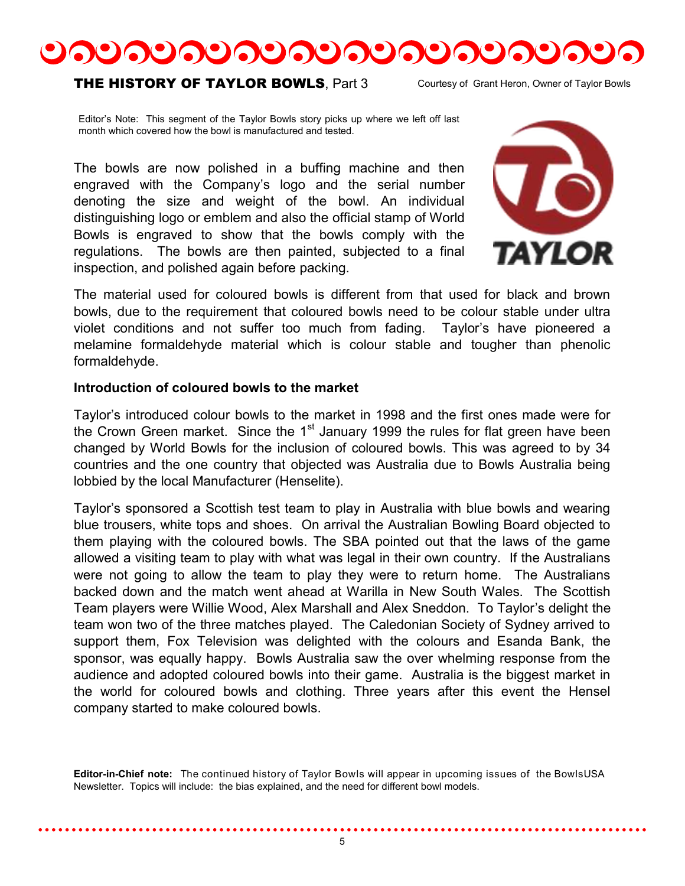## THE HISTORY OF TAYLOR BOWLS, Part 3

Courtesy of Grant Heron, Owner of Taylor Bowls

Editor's Note: This segment of the Taylor Bowls story picks up where we left off last month which covered how the bowl is manufactured and tested.

The bowls are now polished in a buffing machine and then engraved with the Company's logo and the serial number denoting the size and weight of the bowl. An individual distinguishing logo or emblem and also the official stamp of World Bowls is engraved to show that the bowls comply with the regulations. The bowls are then painted, subjected to a final inspection, and polished again before packing.

TAYLOR

The material used for coloured bowls is different from that used for black and brown bowls, due to the requirement that coloured bowls need to be colour stable under ultra violet conditions and not suffer too much from fading. Taylor's have pioneered a melamine formaldehyde material which is colour stable and tougher than phenolic formaldehyde.

**Introduction of coloured bowls to the market**

Taylor's introduced colour bowls to the market in 1998 and the first ones made were for the Crown Green market. Since the 1st January 1999 the rules for flat green have been changed by World Bowls for the inclusion of coloured bowls. This was agreed to by 34 countries and the one country that objected was Australia due to Bowls Australia being lobbied by the local Manufacturer (Henselite).

Taylor's sponsored a Scottish test team to play in Australia with blue bowls and wearing blue trousers, white tops and shoes. On arrival the Australian Bowling Board objected to them playing with the coloured bowls. The SBA pointed out that the laws of the game allowed a visiting team to play with what was legal in their own country. If the Australians were not going to allow the team to play they were to return home. The Australians backed down and the match went ahead at Warilla in New South Wales. The Scottish Team players were Willie Wood, Alex Marshall and Alex Sneddon. To Taylor's delight the team won two of the three matches played. The Caledonian Society of Sydney arrived to support them, Fox Television was delighted with the colours and Esanda Bank, the sponsor, was equally happy. Bowls Australia saw the over whelming response from the audience and adopted coloured bowls into their game. Australia is the biggest market in the world for coloured bowls and clothing. Three years after this event the Hensel company started to make coloured bowls.

**Editor-in-Chief note:** The continued history of Taylor Bowls will appear in upcoming issues of the BowlsUSA Newsletter. Topics will include: the bias explained, and the need for different bowl models.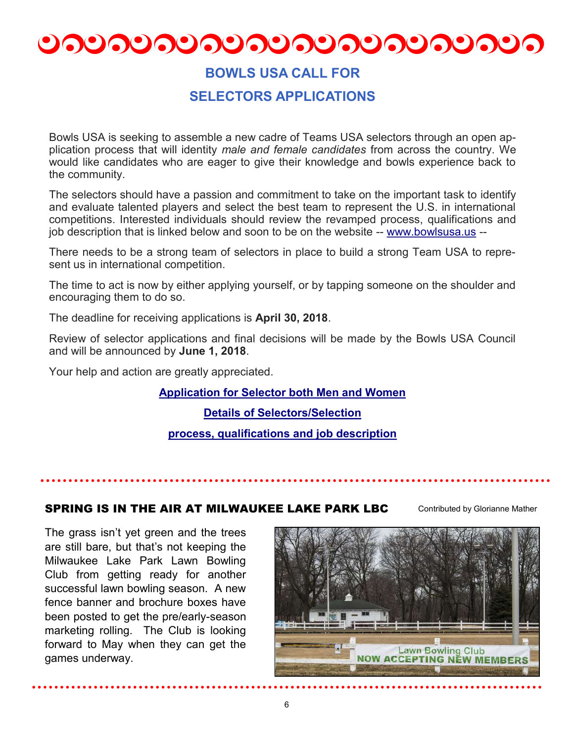## BOWLS USA CALL FOR SELECTORS APPLICATIONS

Bowls USA is seeking to assemble a new cadre of Teams USA selectors through an open application process that will identity *male and female candidates* from across the country. We would like candidates who are eager to give their knowledge and bowls experience back to the community.

The selectors should have a passion and commitment to take on the important task to identify and evaluate talented players and select the best team to represent the U.S. in international competitions. Interested individuals should review the revamped process, qualifications and job description that is linked below and soon to be on the website -- www.bowlsusa.us --

There needs to be a strong team of selectors in place to build a strong Team USA to represent us in international competition.

The time to act is now by either applying yourself, or by tapping someone on the shoulder and encouraging them to do so.

The deadline for receiving applications is **April 30, 2018**.

Review of selector applications and final decisions will be made by the Bowls USA Council and will be announced by **June 1, 2018**.

Your help and action are greatly appreciated.

**Application for Selector both Men and Women**

**Details of Selectors/Selection process, qualifications and job description**

## SPRING IS IN THE AIR AT MILWAUKEE LAKE PARK LBC

Contributed by Glorianne Mather

The grass isn't yet green and the trees are still bare, but that's not keeping the Milwaukee Lake Park Lawn Bowling Club from getting ready for another successful lawn bowling season. A new fence banner and brochure boxes have been posted to get the pre/early-season marketing rolling. The Club is looking forward to May when they can get the games underway.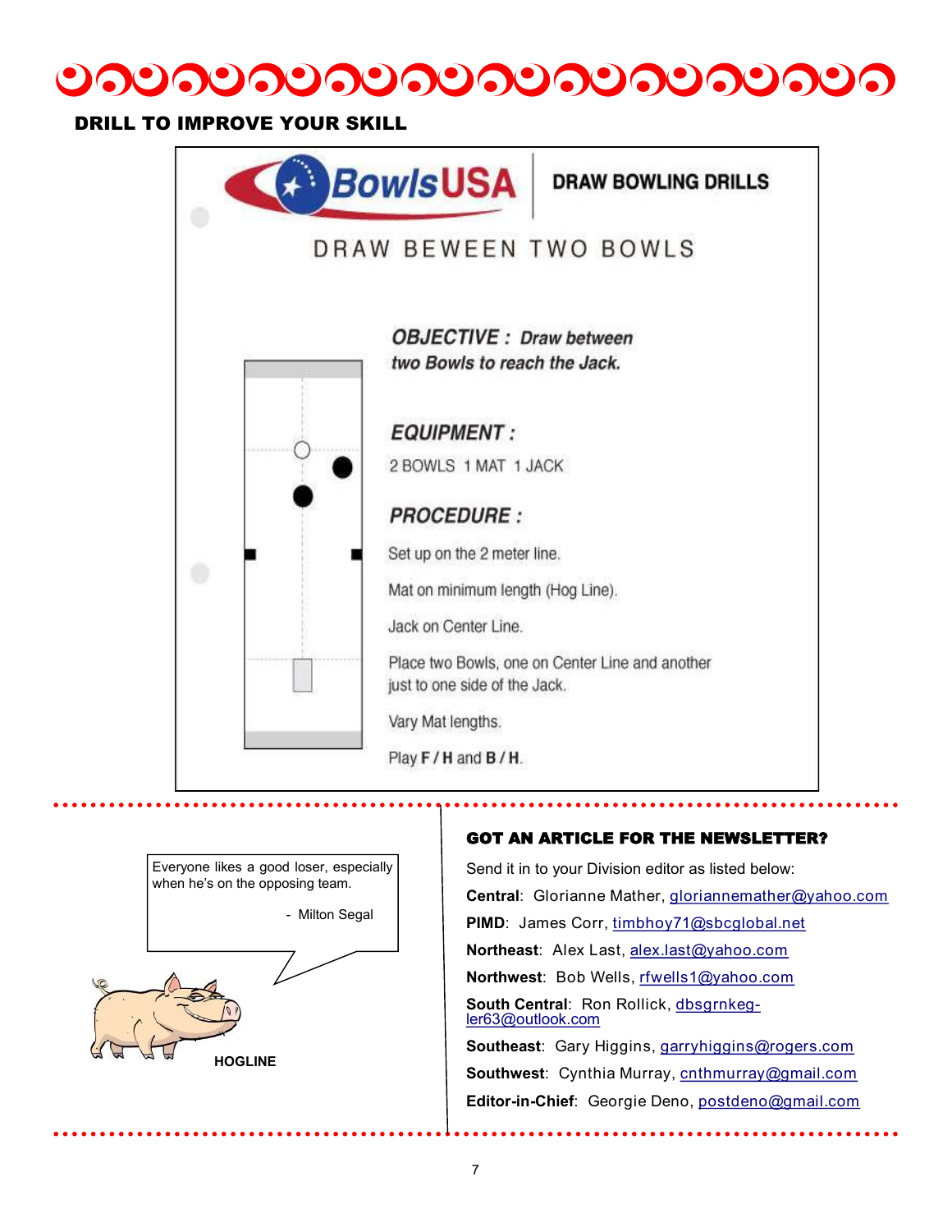## DRILL TO IMPROVE YOUR SKILL

**BowlsUSA** | **DRAW BOWLING DRILLS**

### DRAW BEWEEN TWO BOWLS

***OBJECTIVE :*** *Draw between two Bowls to reach the Jack.*

***EQUIPMENT :***

2 BOWLS 1 MAT 1 JACK

***PROCEDURE :***

Set up on the 2 meter line.

Mat on minimum length (Hog Line).

Jack on Center Line.

Place two Bowls, one on Center Line and another just to one side of the Jack.

Vary Mat lengths.

Play **F / H** and **B / H**.

---

Everyone likes a good loser, especially when he's on the opposing team.

\- Milton Segal

**HOGLINE**

---

### GOT AN ARTICLE FOR THE NEWSLETTER?

Send it in to your Division editor as listed below:

**Central**: Glorianne Mather, gloriannemather@yahoo.com

**PIMD**: James Corr, timbhoy71@sbcglobal.net

**Northeast**: Alex Last, alex.last@yahoo.com

**Northwest**: Bob Wells, rfwells1@yahoo.com

**South Central**: Ron Rollick, dbsgrnkeg-ler63@outlook.com

**Southeast**: Gary Higgins, garryhiggins@rogers.com

**Southwest**: Cynthia Murray, cnthmurray@gmail.com

**Editor-in-Chief**: Georgie Deno, postdeno@gmail.com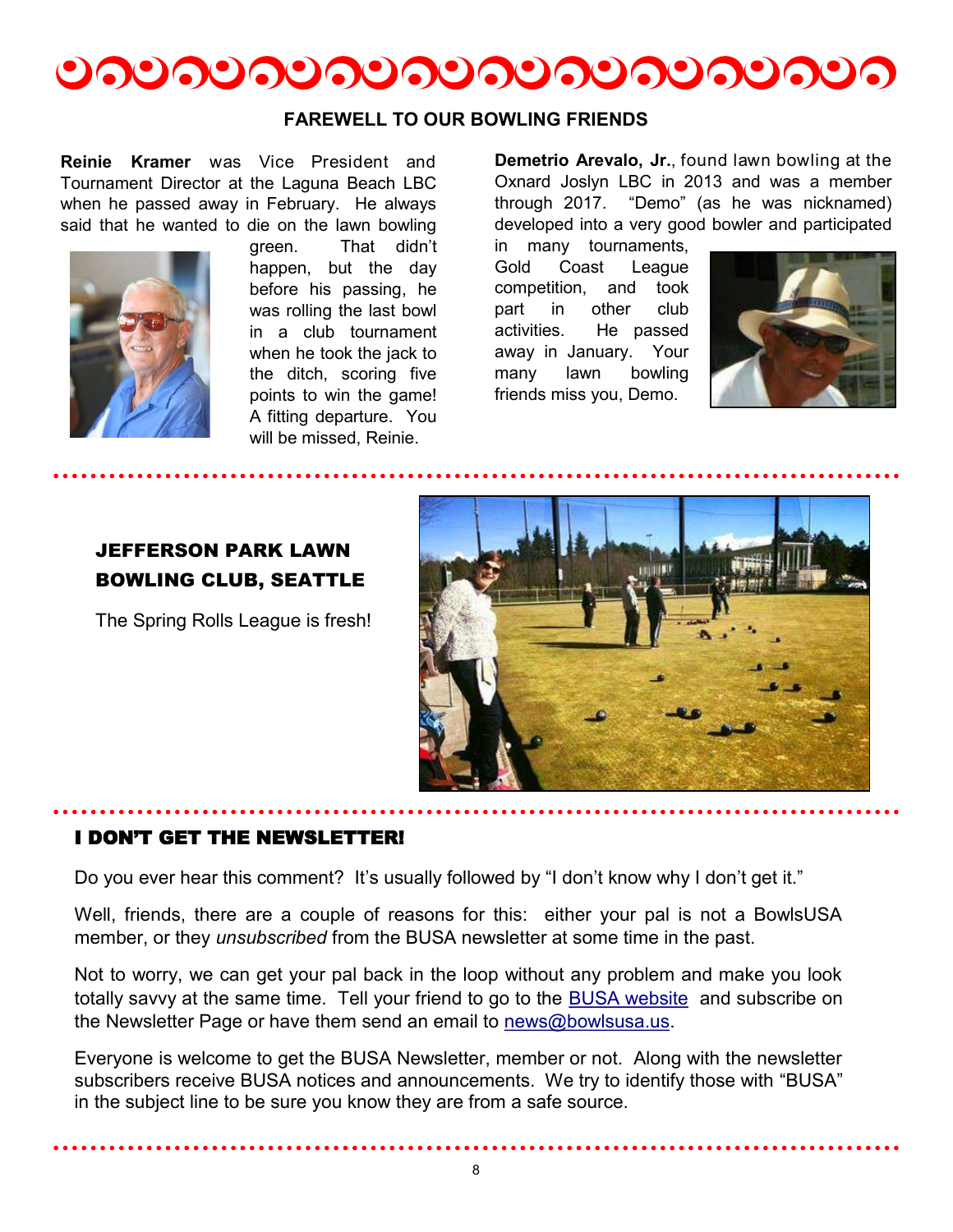## FAREWELL TO OUR BOWLING FRIENDS

**Reinie Kramer** was Vice President and Tournament Director at the Laguna Beach LBC when he passed away in February. He always said that he wanted to die on the lawn bowling green. That didn't happen, but the day before his passing, he was rolling the last bowl in a club tournament when he took the jack to the ditch, scoring five points to win the game! A fitting departure. You will be missed, Reinie.

**Demetrio Arevalo, Jr.**, found lawn bowling at the Oxnard Joslyn LBC in 2013 and was a member through 2017. "Demo" (as he was nicknamed) developed into a very good bowler and participated in many tournaments, Gold Coast League competition, and took part in other club activities. He passed away in January. Your many lawn bowling friends miss you, Demo.

## JEFFERSON PARK LAWN BOWLING CLUB, SEATTLE

The Spring Rolls League is fresh!

## I DON'T GET THE NEWSLETTER!

Do you ever hear this comment? It's usually followed by "I don't know why I don't get it."

Well, friends, there are a couple of reasons for this: either your pal is not a BowlsUSA member, or they *unsubscribed* from the BUSA newsletter at some time in the past.

Not to worry, we can get your pal back in the loop without any problem and make you look totally savvy at the same time. Tell your friend to go to the BUSA website and subscribe on the Newsletter Page or have them send an email to news@bowlsusa.us.

Everyone is welcome to get the BUSA Newsletter, member or not. Along with the newsletter subscribers receive BUSA notices and announcements. We try to identify those with "BUSA" in the subject line to be sure you know they are from a safe source.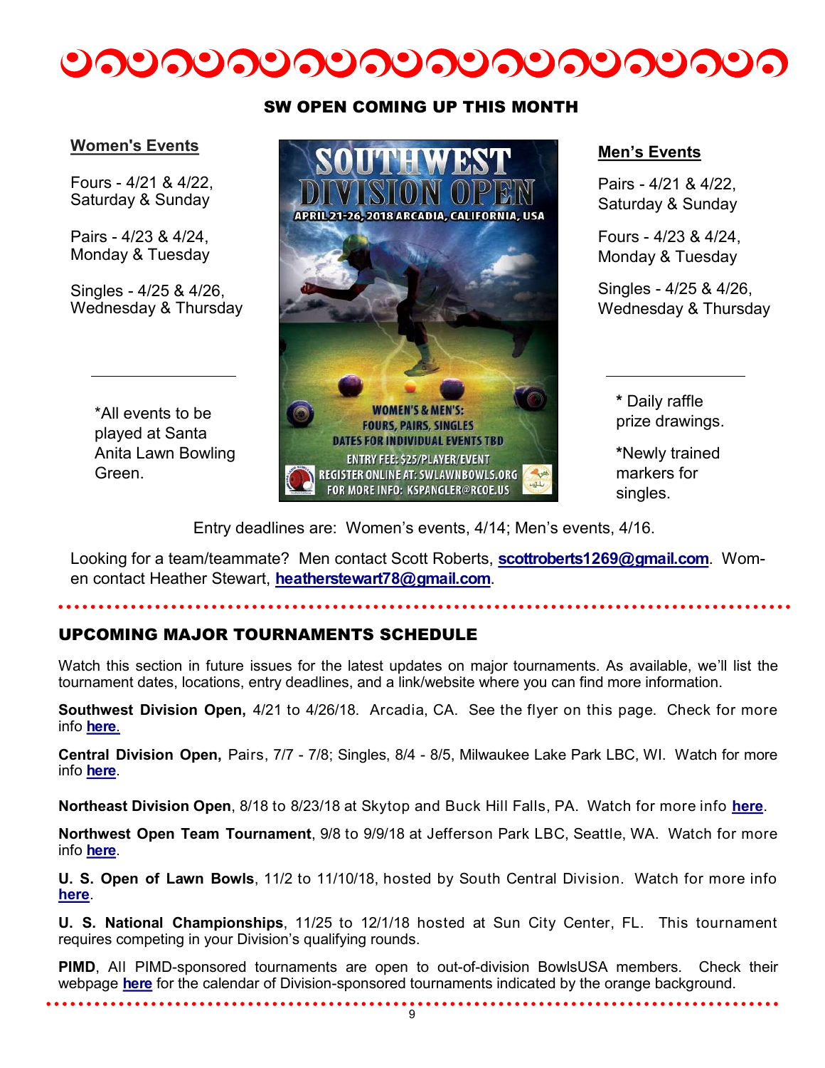## SW OPEN COMING UP THIS MONTH

**Women's Events**

Fours - 4/21 & 4/22, Saturday & Sunday

Pairs - 4/23 & 4/24, Monday & Tuesday

Singles - 4/25 & 4/26, Wednesday & Thursday

*All events to be played at Santa Anita Lawn Bowling Green.

**SOUTHWEST DIVISION OPEN**

APRIL 21-26, 2018 ARCADIA, CALIFORNIA, USA

WOMEN'S & MEN'S: FOURS, PAIRS, SINGLES

DATES FOR INDIVIDUAL EVENTS TBD

ENTRY FEE: $25/PLAYER/EVENT

REGISTER ONLINE AT: SWLAWNBOWLS.ORG

FOR MORE INFO: KSPANGLER@RCOE.US

**Men's Events**

Pairs - 4/21 & 4/22, Saturday & Sunday

Fours - 4/23 & 4/24, Monday & Tuesday

Singles - 4/25 & 4/26, Wednesday & Thursday

* Daily raffle prize drawings.

*Newly trained markers for singles.

Entry deadlines are: Women's events, 4/14; Men's events, 4/16.

Looking for a team/teammate? Men contact Scott Roberts, **scottroberts1269@gmail.com**. Women contact Heather Stewart, **heatherstewart78@gmail.com**.

## UPCOMING MAJOR TOURNAMENTS SCHEDULE

Watch this section in future issues for the latest updates on major tournaments. As available, we'll list the tournament dates, locations, entry deadlines, and a link/website where you can find more information.

**Southwest Division Open,** 4/21 to 4/26/18. Arcadia, CA. See the flyer on this page. Check for more info **here**.

**Central Division Open,** Pairs, 7/7 - 7/8; Singles, 8/4 - 8/5, Milwaukee Lake Park LBC, WI. Watch for more info **here**.

**Northeast Division Open**, 8/18 to 8/23/18 at Skytop and Buck Hill Falls, PA. Watch for more info **here**.

**Northwest Open Team Tournament**, 9/8 to 9/9/18 at Jefferson Park LBC, Seattle, WA. Watch for more info **here**.

**U. S. Open of Lawn Bowls**, 11/2 to 11/10/18, hosted by South Central Division. Watch for more info **here**.

**U. S. National Championships**, 11/25 to 12/1/18 hosted at Sun City Center, FL. This tournament requires competing in your Division's qualifying rounds.

**PIMD**, All PIMD-sponsored tournaments are open to out-of-division BowlsUSA members. Check their webpage **here** for the calendar of Division-sponsored tournaments indicated by the orange background.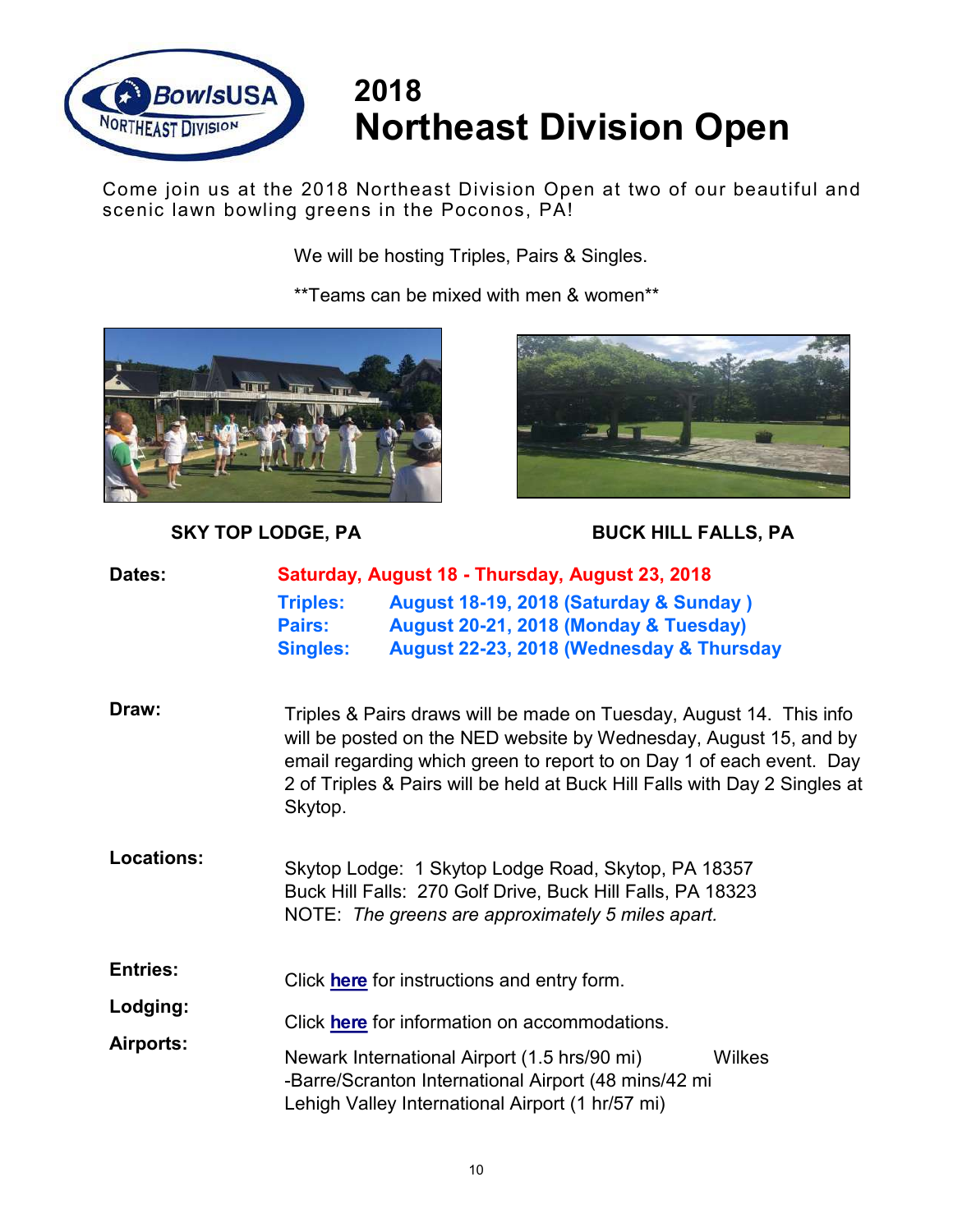# 2018 Northeast Division Open

Come join us at the 2018 Northeast Division Open at two of our beautiful and scenic lawn bowling greens in the Poconos, PA!

We will be hosting Triples, Pairs & Singles.

**Teams can be mixed with men & women**

**SKY TOP LODGE, PA**

**BUCK HILL FALLS, PA**

**Dates:** **Saturday, August 18 - Thursday, August 23, 2018**

**Triples:** **August 18-19, 2018 (Saturday & Sunday )**
**Pairs:** **August 20-21, 2018 (Monday & Tuesday)**
**Singles:** **August 22-23, 2018 (Wednesday & Thursday**

**Draw:** Triples & Pairs draws will be made on Tuesday, August 14. This info will be posted on the NED website by Wednesday, August 15, and by email regarding which green to report to on Day 1 of each event. Day 2 of Triples & Pairs will be held at Buck Hill Falls with Day 2 Singles at Skytop.

**Locations:**
Skytop Lodge: 1 Skytop Lodge Road, Skytop, PA 18357
Buck Hill Falls: 270 Golf Drive, Buck Hill Falls, PA 18323
NOTE: *The greens are approximately 5 miles apart.*

**Entries:** Click **here** for instructions and entry form.

**Lodging:** Click **here** for information on accommodations.

**Airports:**
Newark International Airport (1.5 hrs/90 mi)
Wilkes-Barre/Scranton International Airport (48 mins/42 mi
Lehigh Valley International Airport (1 hr/57 mi)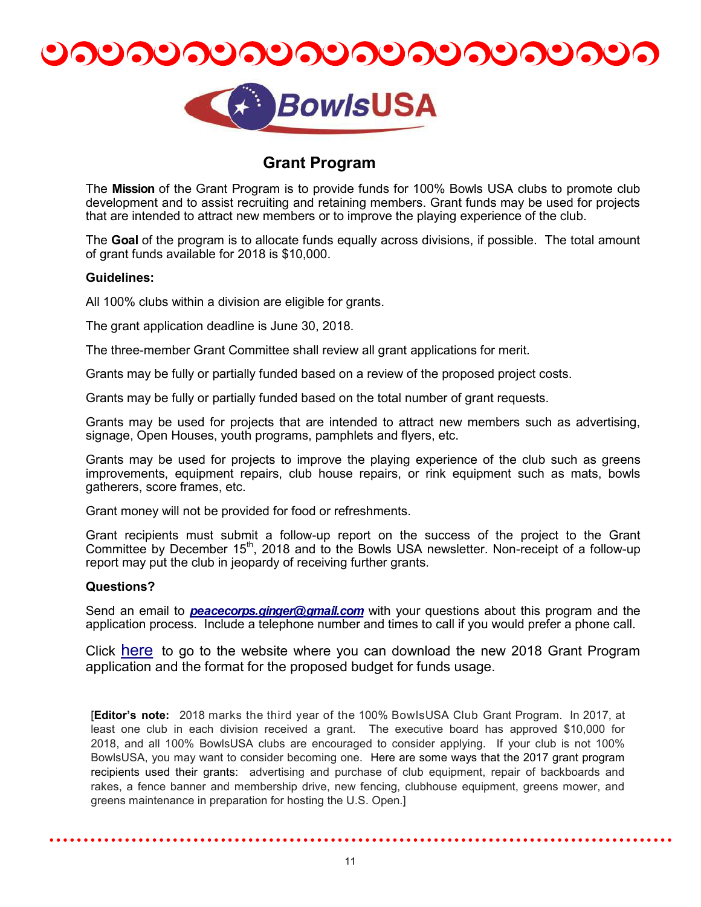## Grant Program

The **Mission** of the Grant Program is to provide funds for 100% Bowls USA clubs to promote club development and to assist recruiting and retaining members. Grant funds may be used for projects that are intended to attract new members or to improve the playing experience of the club.

The **Goal** of the program is to allocate funds equally across divisions, if possible. The total amount of grant funds available for 2018 is $10,000.

**Guidelines:**

All 100% clubs within a division are eligible for grants.

The grant application deadline is June 30, 2018.

The three-member Grant Committee shall review all grant applications for merit.

Grants may be fully or partially funded based on a review of the proposed project costs.

Grants may be fully or partially funded based on the total number of grant requests.

Grants may be used for projects that are intended to attract new members such as advertising, signage, Open Houses, youth programs, pamphlets and flyers, etc.

Grants may be used for projects to improve the playing experience of the club such as greens improvements, equipment repairs, club house repairs, or rink equipment such as mats, bowls gatherers, score frames, etc.

Grant money will not be provided for food or refreshments.

Grant recipients must submit a follow-up report on the success of the project to the Grant Committee by December 15th, 2018 and to the Bowls USA newsletter. Non-receipt of a follow-up report may put the club in jeopardy of receiving further grants.

**Questions?**

Send an email to ***peacecorps.ginger@gmail.com*** with your questions about this program and the application process. Include a telephone number and times to call if you would prefer a phone call.

Click here to go to the website where you can download the new 2018 Grant Program application and the format for the proposed budget for funds usage.

[**Editor's note:** 2018 marks the third year of the 100% BowlsUSA Club Grant Program. In 2017, at least one club in each division received a grant. The executive board has approved $10,000 for 2018, and all 100% BowlsUSA clubs are encouraged to consider applying. If your club is not 100% BowlsUSA, you may want to consider becoming one. Here are some ways that the 2017 grant program recipients used their grants: advertising and purchase of club equipment, repair of backboards and rakes, a fence banner and membership drive, new fencing, clubhouse equipment, greens mower, and greens maintenance in preparation for hosting the U.S. Open.]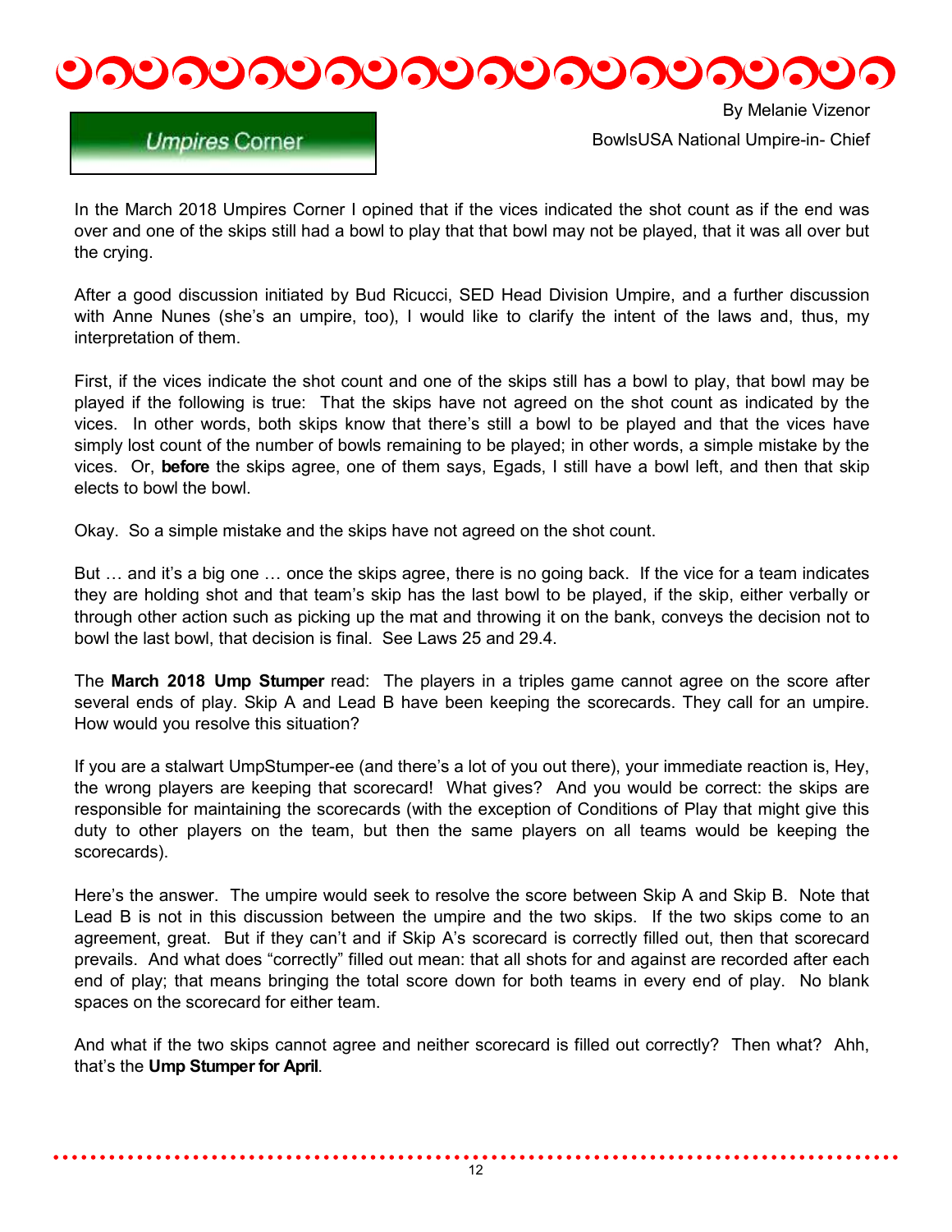## Umpires Corner

By Melanie Vizenor

BowlsUSA National Umpire-in- Chief

In the March 2018 Umpires Corner I opined that if the vices indicated the shot count as if the end was over and one of the skips still had a bowl to play that that bowl may not be played, that it was all over but the crying.

After a good discussion initiated by Bud Ricucci, SED Head Division Umpire, and a further discussion with Anne Nunes (she's an umpire, too), I would like to clarify the intent of the laws and, thus, my interpretation of them.

First, if the vices indicate the shot count and one of the skips still has a bowl to play, that bowl may be played if the following is true: That the skips have not agreed on the shot count as indicated by the vices. In other words, both skips know that there's still a bowl to be played and that the vices have simply lost count of the number of bowls remaining to be played; in other words, a simple mistake by the vices. Or, **before** the skips agree, one of them says, Egads, I still have a bowl left, and then that skip elects to bowl the bowl.

Okay. So a simple mistake and the skips have not agreed on the shot count.

But … and it's a big one … once the skips agree, there is no going back. If the vice for a team indicates they are holding shot and that team's skip has the last bowl to be played, if the skip, either verbally or through other action such as picking up the mat and throwing it on the bank, conveys the decision not to bowl the last bowl, that decision is final. See Laws 25 and 29.4.

The **March 2018 Ump Stumper** read: The players in a triples game cannot agree on the score after several ends of play. Skip A and Lead B have been keeping the scorecards. They call for an umpire. How would you resolve this situation?

If you are a stalwart UmpStumper-ee (and there's a lot of you out there), your immediate reaction is, Hey, the wrong players are keeping that scorecard! What gives? And you would be correct: the skips are responsible for maintaining the scorecards (with the exception of Conditions of Play that might give this duty to other players on the team, but then the same players on all teams would be keeping the scorecards).

Here's the answer. The umpire would seek to resolve the score between Skip A and Skip B. Note that Lead B is not in this discussion between the umpire and the two skips. If the two skips come to an agreement, great. But if they can't and if Skip A's scorecard is correctly filled out, then that scorecard prevails. And what does "correctly" filled out mean: that all shots for and against are recorded after each end of play; that means bringing the total score down for both teams in every end of play. No blank spaces on the scorecard for either team.

And what if the two skips cannot agree and neither scorecard is filled out correctly? Then what? Ahh, that's the **Ump Stumper for April**.